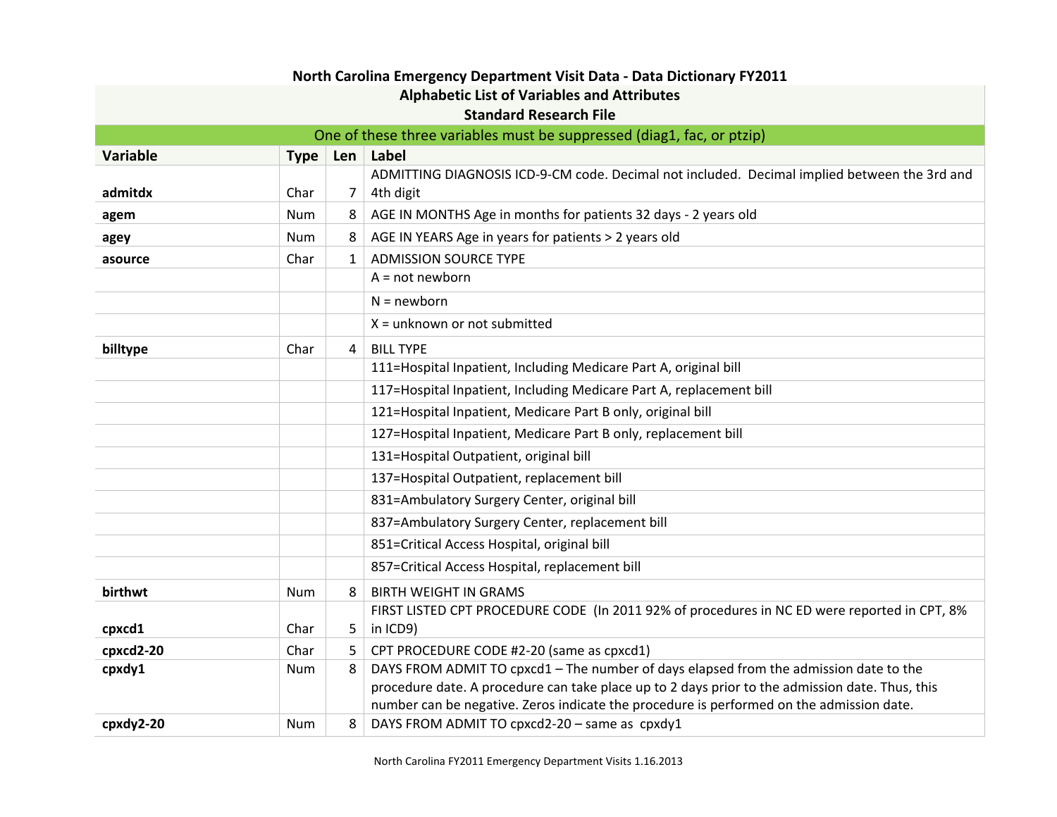# North Carolina Emergency Department Visit Data - Data Dictionary FY2011

## Alphabetic List of Variables and Attributes

### Standard Research File

One of these three variables must be suppressed (diag1, fac, or ptzip)

| Variable | Type | Len | Label |
|---|---|---|---|
| **admitdx** | Char | 7 | ADMITTING DIAGNOSIS ICD-9-CM code. Decimal not included. Decimal implied between the 3rd and 4th digit |
| **agem** | Num | 8 | AGE IN MONTHS Age in months for patients 32 days - 2 years old |
| **agey** | Num | 8 | AGE IN YEARS Age in years for patients > 2 years old |
| **asource** | Char | 1 | ADMISSION SOURCE TYPE |
| | | | A = not newborn |
| | | | N = newborn |
| | | | X = unknown or not submitted |
| **billtype** | Char | 4 | BILL TYPE |
| | | | 111=Hospital Inpatient, Including Medicare Part A, original bill |
| | | | 117=Hospital Inpatient, Including Medicare Part A, replacement bill |
| | | | 121=Hospital Inpatient, Medicare Part B only, original bill |
| | | | 127=Hospital Inpatient, Medicare Part B only, replacement bill |
| | | | 131=Hospital Outpatient, original bill |
| | | | 137=Hospital Outpatient, replacement bill |
| | | | 831=Ambulatory Surgery Center, original bill |
| | | | 837=Ambulatory Surgery Center, replacement bill |
| | | | 851=Critical Access Hospital, original bill |
| | | | 857=Critical Access Hospital, replacement bill |
| **birthwt** | Num | 8 | BIRTH WEIGHT IN GRAMS |
| **cpxcd1** | Char | 5 | FIRST LISTED CPT PROCEDURE CODE (In 2011 92% of procedures in NC ED were reported in CPT, 8% in ICD9) |
| **cpxcd2-20** | Char | 5 | CPT PROCEDURE CODE #2-20 (same as cpxcd1) |
| **cpxdy1** | Num | 8 | DAYS FROM ADMIT TO cpxcd1 – The number of days elapsed from the admission date to the procedure date. A procedure can take place up to 2 days prior to the admission date. Thus, this number can be negative. Zeros indicate the procedure is performed on the admission date. |
| **cpxdy2-20** | Num | 8 | DAYS FROM ADMIT TO cpxcd2-20 – same as cpxdy1 |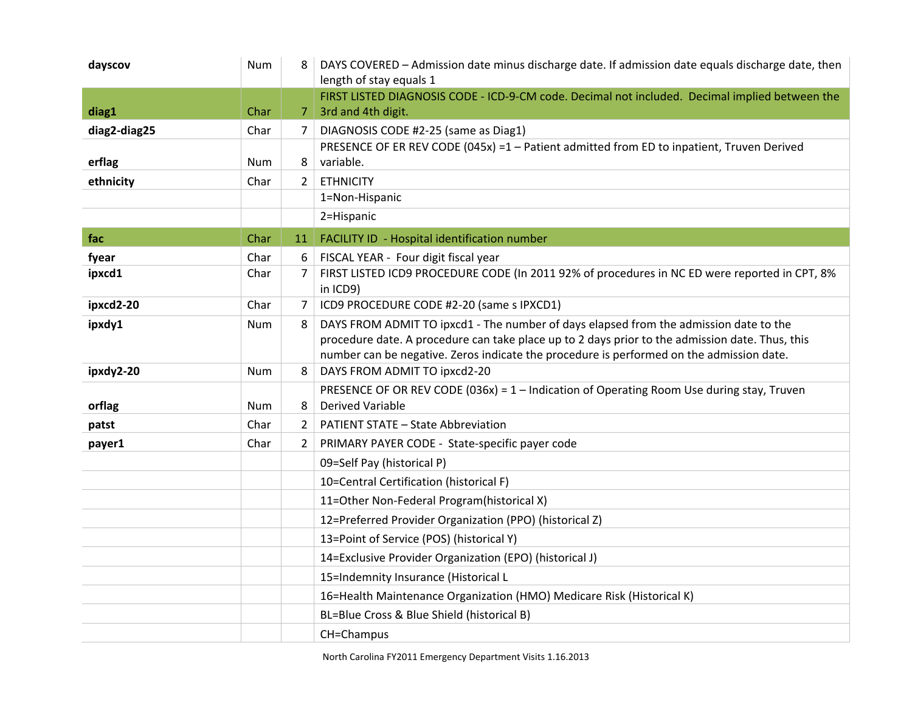| | | | |
|---|---|---|---|
| **dayscov** | Num | 8 | DAYS COVERED – Admission date minus discharge date. If admission date equals discharge date, then length of stay equals 1 |
| **diag1** | Char | 7 | FIRST LISTED DIAGNOSIS CODE - ICD-9-CM code. Decimal not included. Decimal implied between the 3rd and 4th digit. |
| **diag2-diag25** | Char | 7 | DIAGNOSIS CODE #2-25 (same as Diag1) |
| **erflag** | Num | 8 | PRESENCE OF ER REV CODE (045x) =1 – Patient admitted from ED to inpatient, Truven Derived variable. |
| **ethnicity** | Char | 2 | ETHNICITY |
| | | | 1=Non-Hispanic |
| | | | 2=Hispanic |
| **fac** | Char | 11 | FACILITY ID - Hospital identification number |
| **fyear** | Char | 6 | FISCAL YEAR - Four digit fiscal year |
| **ipxcd1** | Char | 7 | FIRST LISTED ICD9 PROCEDURE CODE (In 2011 92% of procedures in NC ED were reported in CPT, 8% in ICD9) |
| **ipxcd2-20** | Char | 7 | ICD9 PROCEDURE CODE #2-20 (same s IPXCD1) |
| **ipxdy1** | Num | 8 | DAYS FROM ADMIT TO ipxcd1 - The number of days elapsed from the admission date to the procedure date. A procedure can take place up to 2 days prior to the admission date. Thus, this number can be negative. Zeros indicate the procedure is performed on the admission date. |
| **ipxdy2-20** | Num | 8 | DAYS FROM ADMIT TO ipxcd2-20 |
| **orflag** | Num | 8 | PRESENCE OF OR REV CODE (036x) = 1 – Indication of Operating Room Use during stay, Truven Derived Variable |
| **patst** | Char | 2 | PATIENT STATE – State Abbreviation |
| **payer1** | Char | 2 | PRIMARY PAYER CODE - State-specific payer code |
| | | | 09=Self Pay (historical P) |
| | | | 10=Central Certification (historical F) |
| | | | 11=Other Non-Federal Program(historical X) |
| | | | 12=Preferred Provider Organization (PPO) (historical Z) |
| | | | 13=Point of Service (POS) (historical Y) |
| | | | 14=Exclusive Provider Organization (EPO) (historical J) |
| | | | 15=Indemnity Insurance (Historical L |
| | | | 16=Health Maintenance Organization (HMO) Medicare Risk (Historical K) |
| | | | BL=Blue Cross & Blue Shield (historical B) |
| | | | CH=Champus |

North Carolina FY2011 Emergency Department Visits 1.16.2013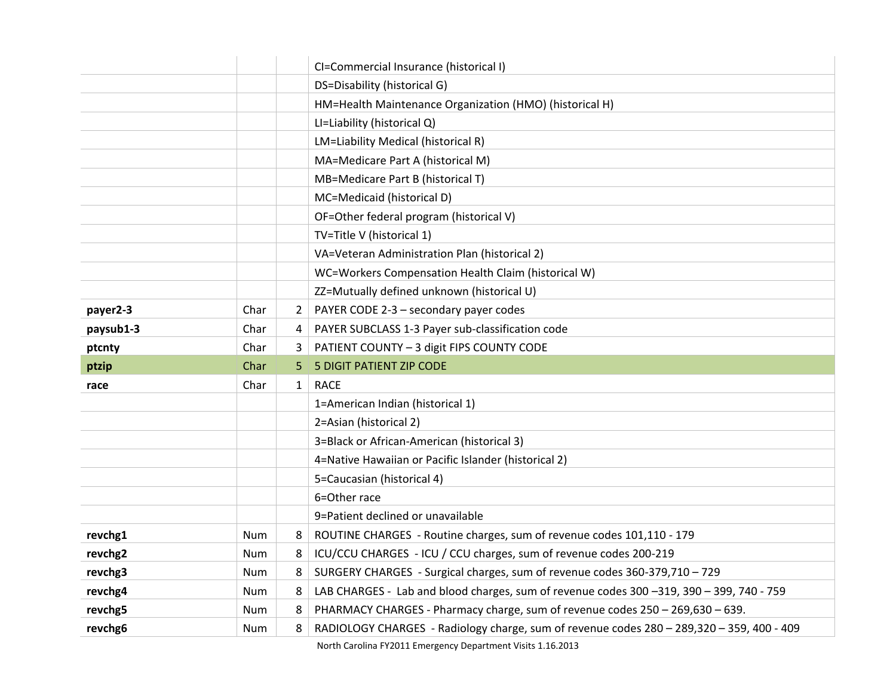| | | | |
|---|---|---|---|
| | | | CI=Commercial Insurance (historical I) |
| | | | DS=Disability (historical G) |
| | | | HM=Health Maintenance Organization (HMO) (historical H) |
| | | | LI=Liability (historical Q) |
| | | | LM=Liability Medical (historical R) |
| | | | MA=Medicare Part A (historical M) |
| | | | MB=Medicare Part B (historical T) |
| | | | MC=Medicaid (historical D) |
| | | | OF=Other federal program (historical V) |
| | | | TV=Title V (historical 1) |
| | | | VA=Veteran Administration Plan (historical 2) |
| | | | WC=Workers Compensation Health Claim (historical W) |
| | | | ZZ=Mutually defined unknown (historical U) |
| **payer2-3** | Char | 2 | PAYER CODE 2-3 – secondary payer codes |
| **paysub1-3** | Char | 4 | PAYER SUBCLASS 1-3 Payer sub-classification code |
| **ptcnty** | Char | 3 | PATIENT COUNTY – 3 digit FIPS COUNTY CODE |
| **ptzip** | Char | 5 | 5 DIGIT PATIENT ZIP CODE |
| **race** | Char | 1 | RACE |
| | | | 1=American Indian (historical 1) |
| | | | 2=Asian (historical 2) |
| | | | 3=Black or African-American (historical 3) |
| | | | 4=Native Hawaiian or Pacific Islander (historical 2) |
| | | | 5=Caucasian (historical 4) |
| | | | 6=Other race |
| | | | 9=Patient declined or unavailable |
| **revchg1** | Num | 8 | ROUTINE CHARGES - Routine charges, sum of revenue codes 101,110 - 179 |
| **revchg2** | Num | 8 | ICU/CCU CHARGES - ICU / CCU charges, sum of revenue codes 200-219 |
| **revchg3** | Num | 8 | SURGERY CHARGES - Surgical charges, sum of revenue codes 360-379,710 – 729 |
| **revchg4** | Num | 8 | LAB CHARGES - Lab and blood charges, sum of revenue codes 300 –319, 390 – 399, 740 - 759 |
| **revchg5** | Num | 8 | PHARMACY CHARGES - Pharmacy charge, sum of revenue codes 250 – 269,630 – 639. |
| **revchg6** | Num | 8 | RADIOLOGY CHARGES - Radiology charge, sum of revenue codes 280 – 289,320 – 359, 400 - 409 |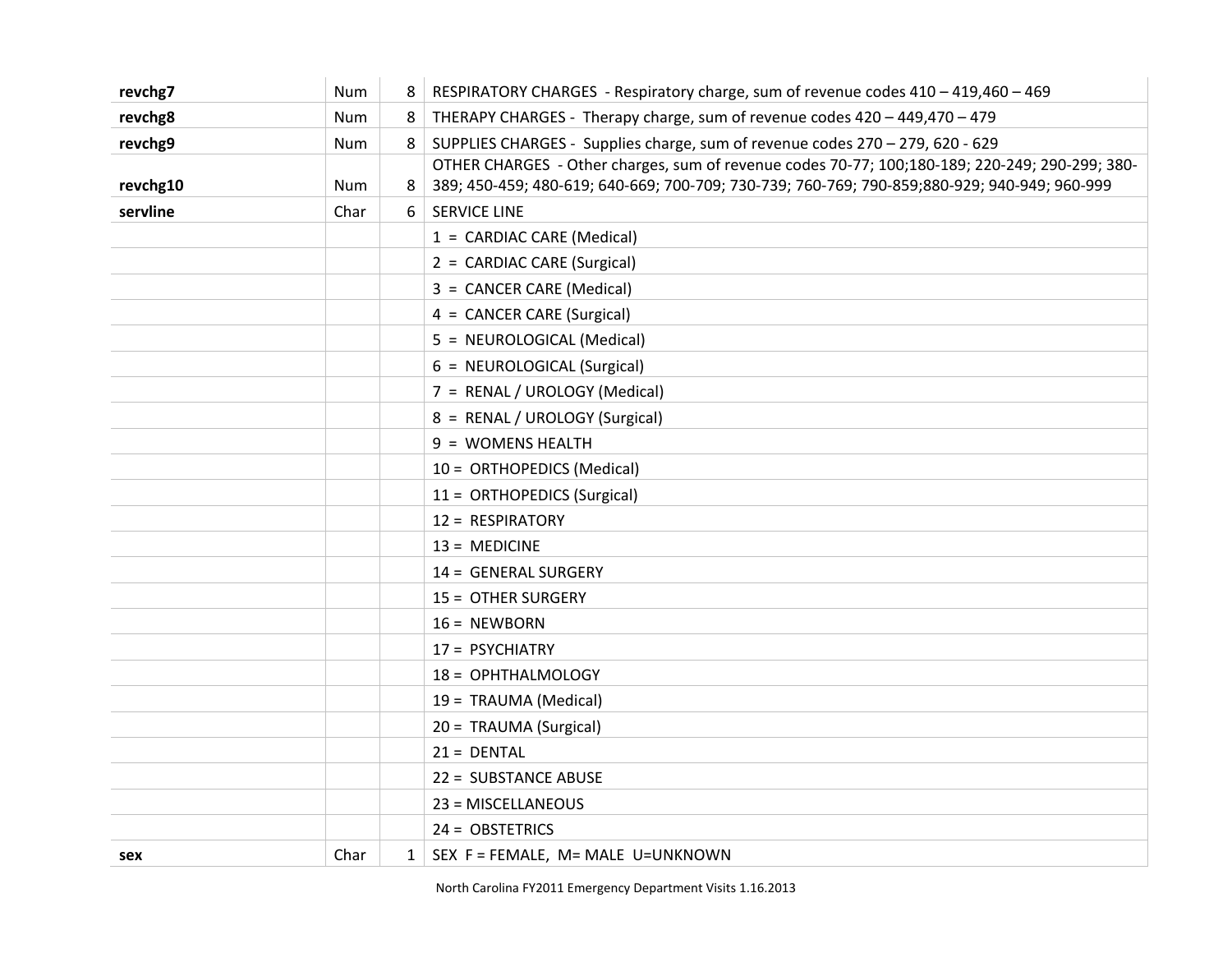| | | | |
|---|---|---|---|
| **revchg7** | Num | 8 | RESPIRATORY CHARGES - Respiratory charge, sum of revenue codes 410 – 419,460 – 469 |
| **revchg8** | Num | 8 | THERAPY CHARGES - Therapy charge, sum of revenue codes 420 – 449,470 – 479 |
| **revchg9** | Num | 8 | SUPPLIES CHARGES - Supplies charge, sum of revenue codes 270 – 279, 620 - 629 |
| **revchg10** | Num | 8 | OTHER CHARGES - Other charges, sum of revenue codes 70-77; 100;180-189; 220-249; 290-299; 380-389; 450-459; 480-619; 640-669; 700-709; 730-739; 760-769; 790-859;880-929; 940-949; 960-999 |
| **servline** | Char | 6 | SERVICE LINE |
| | | | 1 = CARDIAC CARE (Medical) |
| | | | 2 = CARDIAC CARE (Surgical) |
| | | | 3 = CANCER CARE (Medical) |
| | | | 4 = CANCER CARE (Surgical) |
| | | | 5 = NEUROLOGICAL (Medical) |
| | | | 6 = NEUROLOGICAL (Surgical) |
| | | | 7 = RENAL / UROLOGY (Medical) |
| | | | 8 = RENAL / UROLOGY (Surgical) |
| | | | 9 = WOMENS HEALTH |
| | | | 10 = ORTHOPEDICS (Medical) |
| | | | 11 = ORTHOPEDICS (Surgical) |
| | | | 12 = RESPIRATORY |
| | | | 13 = MEDICINE |
| | | | 14 = GENERAL SURGERY |
| | | | 15 = OTHER SURGERY |
| | | | 16 = NEWBORN |
| | | | 17 = PSYCHIATRY |
| | | | 18 = OPHTHALMOLOGY |
| | | | 19 = TRAUMA (Medical) |
| | | | 20 = TRAUMA (Surgical) |
| | | | 21 = DENTAL |
| | | | 22 = SUBSTANCE ABUSE |
| | | | 23 = MISCELLANEOUS |
| | | | 24 = OBSTETRICS |
| **sex** | Char | 1 | SEX F = FEMALE, M= MALE U=UNKNOWN |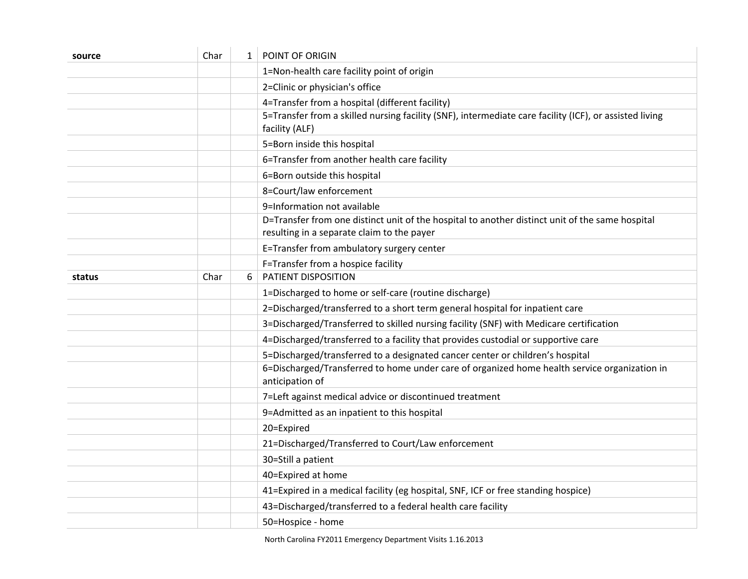| | | | |
|---|---|---|---|
| **source** | Char | 1 | POINT OF ORIGIN |
| | | | 1=Non-health care facility point of origin |
| | | | 2=Clinic or physician's office |
| | | | 4=Transfer from a hospital (different facility) |
| | | | 5=Transfer from a skilled nursing facility (SNF), intermediate care facility (ICF), or assisted living facility (ALF) |
| | | | 5=Born inside this hospital |
| | | | 6=Transfer from another health care facility |
| | | | 6=Born outside this hospital |
| | | | 8=Court/law enforcement |
| | | | 9=Information not available |
| | | | D=Transfer from one distinct unit of the hospital to another distinct unit of the same hospital resulting in a separate claim to the payer |
| | | | E=Transfer from ambulatory surgery center |
| | | | F=Transfer from a hospice facility |
| **status** | Char | 6 | PATIENT DISPOSITION |
| | | | 1=Discharged to home or self-care (routine discharge) |
| | | | 2=Discharged/transferred to a short term general hospital for inpatient care |
| | | | 3=Discharged/Transferred to skilled nursing facility (SNF) with Medicare certification |
| | | | 4=Discharged/transferred to a facility that provides custodial or supportive care |
| | | | 5=Discharged/transferred to a designated cancer center or children’s hospital |
| | | | 6=Discharged/Transferred to home under care of organized home health service organization in anticipation of |
| | | | 7=Left against medical advice or discontinued treatment |
| | | | 9=Admitted as an inpatient to this hospital |
| | | | 20=Expired |
| | | | 21=Discharged/Transferred to Court/Law enforcement |
| | | | 30=Still a patient |
| | | | 40=Expired at home |
| | | | 41=Expired in a medical facility (eg hospital, SNF, ICF or free standing hospice) |
| | | | 43=Discharged/transferred to a federal health care facility |
| | | | 50=Hospice - home |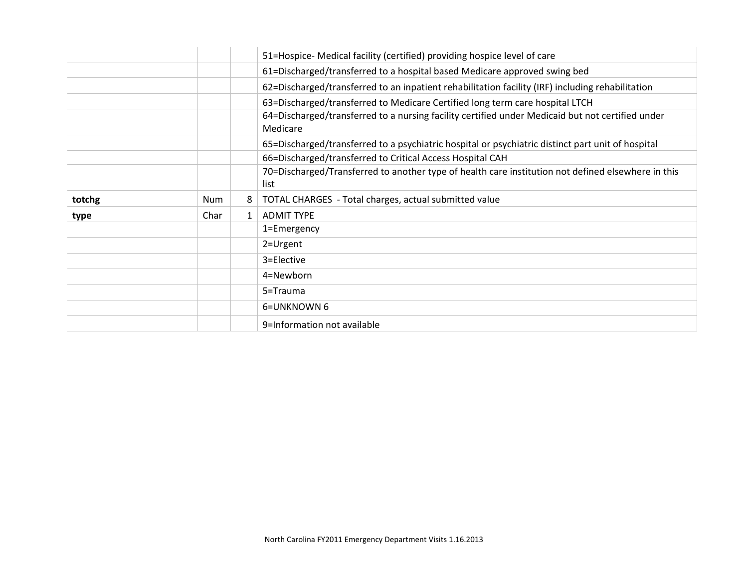| | | | |
|---|---|---|---|
| | | | 51=Hospice- Medical facility (certified) providing hospice level of care |
| | | | 61=Discharged/transferred to a hospital based Medicare approved swing bed |
| | | | 62=Discharged/transferred to an inpatient rehabilitation facility (IRF) including rehabilitation |
| | | | 63=Discharged/transferred to Medicare Certified long term care hospital LTCH |
| | | | 64=Discharged/transferred to a nursing facility certified under Medicaid but not certified under Medicare |
| | | | 65=Discharged/transferred to a psychiatric hospital or psychiatric distinct part unit of hospital |
| | | | 66=Discharged/transferred to Critical Access Hospital CAH |
| | | | 70=Discharged/Transferred to another type of health care institution not defined elsewhere in this list |
| **totchg** | Num | 8 | TOTAL CHARGES - Total charges, actual submitted value |
| **type** | Char | 1 | ADMIT TYPE |
| | | | 1=Emergency |
| | | | 2=Urgent |
| | | | 3=Elective |
| | | | 4=Newborn |
| | | | 5=Trauma |
| | | | 6=UNKNOWN 6 |
| | | | 9=Information not available |